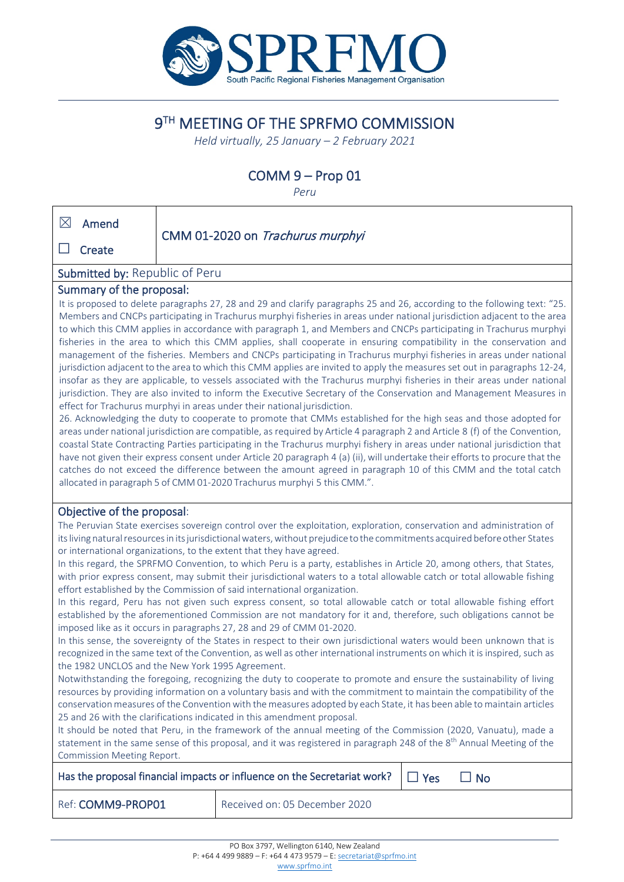# 9TH MEETING OF THE SPRFMO COMMISSION

*Held virtually, 25 January – 2 February 2021*

## COMM 9 – Prop 01

*Peru*

| ☒ Amend<br>☐ Create | CMM 01-2020 on *Trachurus murphyi* |
|---|---|

**Submitted by:** Republic of Peru

**Summary of the proposal:**

It is proposed to delete paragraphs 27, 28 and 29 and clarify paragraphs 25 and 26, according to the following text: "25. Members and CNCPs participating in Trachurus murphyi fisheries in areas under national jurisdiction adjacent to the area to which this CMM applies in accordance with paragraph 1, and Members and CNCPs participating in Trachurus murphyi fisheries in the area to which this CMM applies, shall cooperate in ensuring compatibility in the conservation and management of the fisheries. Members and CNCPs participating in Trachurus murphyi fisheries in areas under national jurisdiction adjacent to the area to which this CMM applies are invited to apply the measures set out in paragraphs 12-24, insofar as they are applicable, to vessels associated with the Trachurus murphyi fisheries in their areas under national jurisdiction. They are also invited to inform the Executive Secretary of the Conservation and Management Measures in effect for Trachurus murphyi in areas under their national jurisdiction.

26. Acknowledging the duty to cooperate to promote that CMMs established for the high seas and those adopted for areas under national jurisdiction are compatible, as required by Article 4 paragraph 2 and Article 8 (f) of the Convention, coastal State Contracting Parties participating in the Trachurus murphyi fishery in areas under national jurisdiction that have not given their express consent under Article 20 paragraph 4 (a) (ii), will undertake their efforts to procure that the catches do not exceed the difference between the amount agreed in paragraph 10 of this CMM and the total catch allocated in paragraph 5 of CMM 01-2020 Trachurus murphyi 5 this CMM.".

**Objective of the proposal:**

The Peruvian State exercises sovereign control over the exploitation, exploration, conservation and administration of its living natural resources in its jurisdictional waters, without prejudice to the commitments acquired before other States or international organizations, to the extent that they have agreed.

In this regard, the SPRFMO Convention, to which Peru is a party, establishes in Article 20, among others, that States, with prior express consent, may submit their jurisdictional waters to a total allowable catch or total allowable fishing effort established by the Commission of said international organization.

In this regard, Peru has not given such express consent, so total allowable catch or total allowable fishing effort established by the aforementioned Commission are not mandatory for it and, therefore, such obligations cannot be imposed like as it occurs in paragraphs 27, 28 and 29 of CMM 01-2020.

In this sense, the sovereignty of the States in respect to their own jurisdictional waters would been unknown that is recognized in the same text of the Convention, as well as other international instruments on which it is inspired, such as the 1982 UNCLOS and the New York 1995 Agreement.

Notwithstanding the foregoing, recognizing the duty to cooperate to promote and ensure the sustainability of living resources by providing information on a voluntary basis and with the commitment to maintain the compatibility of the conservation measures of the Convention with the measures adopted by each State, it has been able to maintain articles 25 and 26 with the clarifications indicated in this amendment proposal.

It should be noted that Peru, in the framework of the annual meeting of the Commission (2020, Vanuatu), made a statement in the same sense of this proposal, and it was registered in paragraph 248 of the 8th Annual Meeting of the Commission Meeting Report.

| Has the proposal financial impacts or influence on the Secretariat work? | ☐ Yes ☐ No |
|---|---|
| Ref: **COMM9-PROP01** | Received on: 05 December 2020 |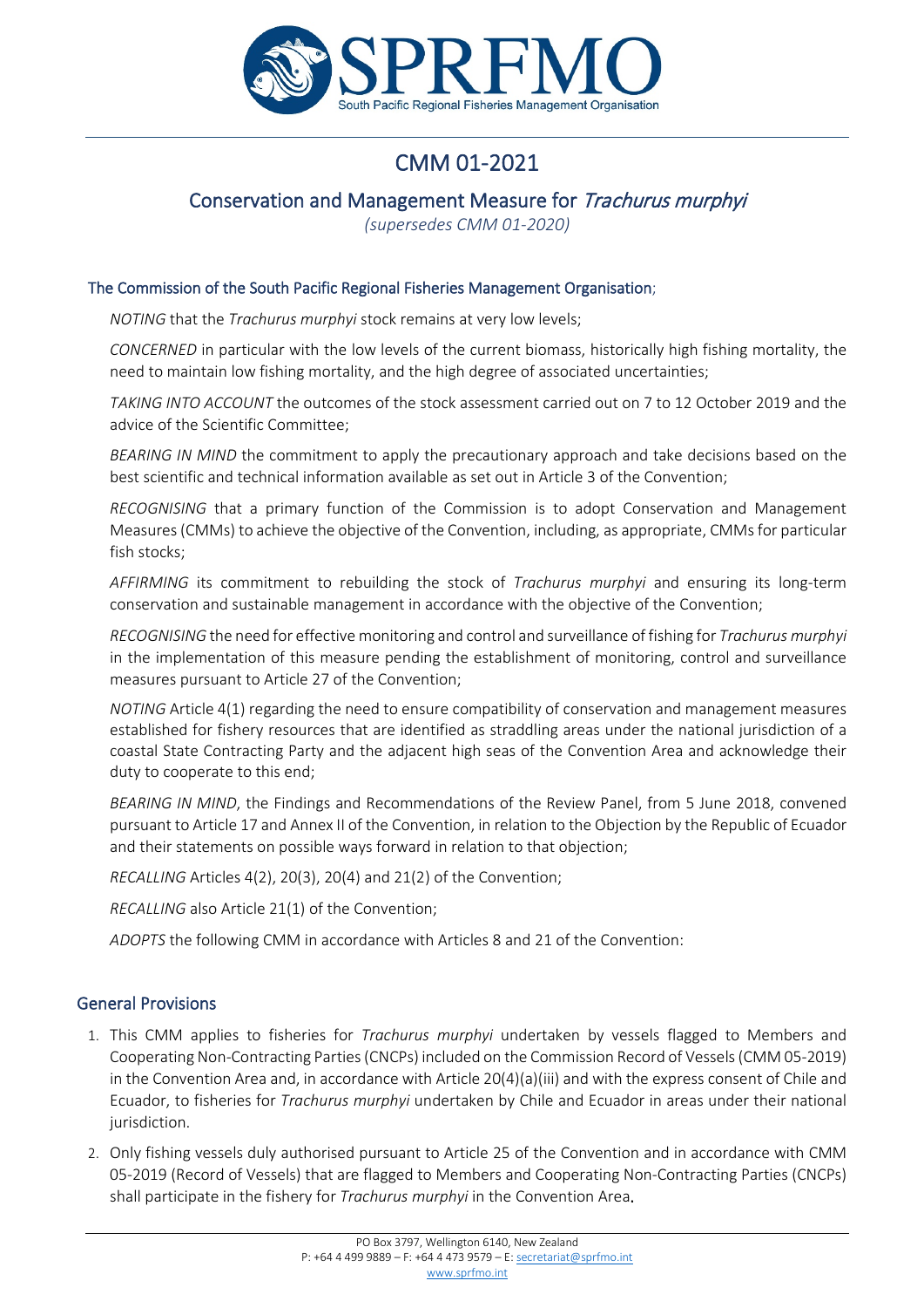# CMM 01-2021

## Conservation and Management Measure for *Trachurus murphyi*

*(supersedes CMM 01-2020)*

The Commission of the South Pacific Regional Fisheries Management Organisation;

*NOTING* that the *Trachurus murphyi* stock remains at very low levels;

*CONCERNED* in particular with the low levels of the current biomass, historically high fishing mortality, the need to maintain low fishing mortality, and the high degree of associated uncertainties;

*TAKING INTO ACCOUNT* the outcomes of the stock assessment carried out on 7 to 12 October 2019 and the advice of the Scientific Committee;

*BEARING IN MIND* the commitment to apply the precautionary approach and take decisions based on the best scientific and technical information available as set out in Article 3 of the Convention;

*RECOGNISING* that a primary function of the Commission is to adopt Conservation and Management Measures (CMMs) to achieve the objective of the Convention, including, as appropriate, CMMs for particular fish stocks;

*AFFIRMING* its commitment to rebuilding the stock of *Trachurus murphyi* and ensuring its long-term conservation and sustainable management in accordance with the objective of the Convention;

*RECOGNISING* the need for effective monitoring and control and surveillance of fishing for *Trachurus murphyi* in the implementation of this measure pending the establishment of monitoring, control and surveillance measures pursuant to Article 27 of the Convention;

*NOTING* Article 4(1) regarding the need to ensure compatibility of conservation and management measures established for fishery resources that are identified as straddling areas under the national jurisdiction of a coastal State Contracting Party and the adjacent high seas of the Convention Area and acknowledge their duty to cooperate to this end;

*BEARING IN MIND*, the Findings and Recommendations of the Review Panel, from 5 June 2018, convened pursuant to Article 17 and Annex II of the Convention, in relation to the Objection by the Republic of Ecuador and their statements on possible ways forward in relation to that objection;

*RECALLING* Articles 4(2), 20(3), 20(4) and 21(2) of the Convention;

*RECALLING* also Article 21(1) of the Convention;

*ADOPTS* the following CMM in accordance with Articles 8 and 21 of the Convention:

### General Provisions

1. This CMM applies to fisheries for *Trachurus murphyi* undertaken by vessels flagged to Members and Cooperating Non-Contracting Parties (CNCPs) included on the Commission Record of Vessels (CMM 05-2019) in the Convention Area and, in accordance with Article 20(4)(a)(iii) and with the express consent of Chile and Ecuador, to fisheries for *Trachurus murphyi* undertaken by Chile and Ecuador in areas under their national jurisdiction.
2. Only fishing vessels duly authorised pursuant to Article 25 of the Convention and in accordance with CMM 05-2019 (Record of Vessels) that are flagged to Members and Cooperating Non-Contracting Parties (CNCPs) shall participate in the fishery for *Trachurus murphyi* in the Convention Area.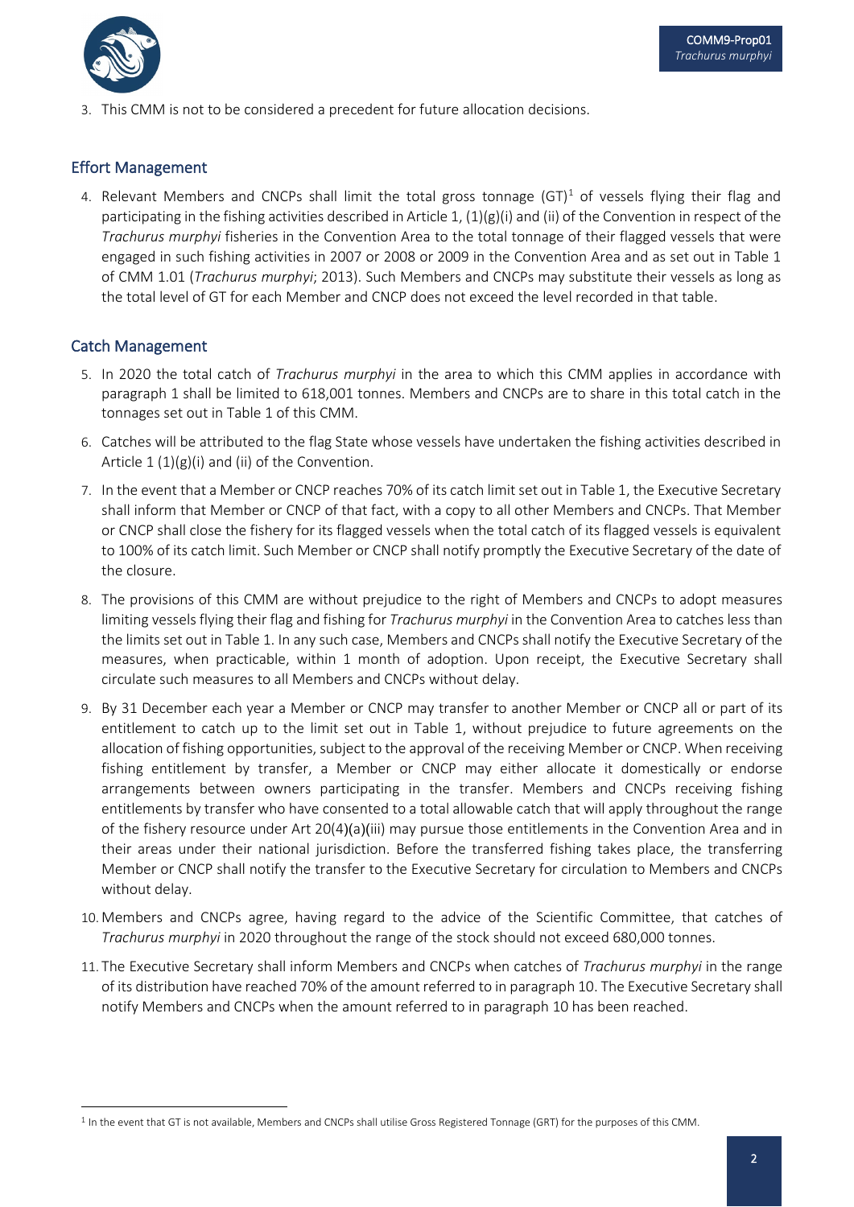3. This CMM is not to be considered a precedent for future allocation decisions.

## Effort Management

4. Relevant Members and CNCPs shall limit the total gross tonnage (GT)[1] of vessels flying their flag and participating in the fishing activities described in Article 1, (1)(g)(i) and (ii) of the Convention in respect of the *Trachurus murphyi* fisheries in the Convention Area to the total tonnage of their flagged vessels that were engaged in such fishing activities in 2007 or 2008 or 2009 in the Convention Area and as set out in Table 1 of CMM 1.01 (*Trachurus murphyi*; 2013). Such Members and CNCPs may substitute their vessels as long as the total level of GT for each Member and CNCP does not exceed the level recorded in that table.

## Catch Management

5. In 2020 the total catch of *Trachurus murphyi* in the area to which this CMM applies in accordance with paragraph 1 shall be limited to 618,001 tonnes. Members and CNCPs are to share in this total catch in the tonnages set out in Table 1 of this CMM.
6. Catches will be attributed to the flag State whose vessels have undertaken the fishing activities described in Article 1 (1)(g)(i) and (ii) of the Convention.
7. In the event that a Member or CNCP reaches 70% of its catch limit set out in Table 1, the Executive Secretary shall inform that Member or CNCP of that fact, with a copy to all other Members and CNCPs. That Member or CNCP shall close the fishery for its flagged vessels when the total catch of its flagged vessels is equivalent to 100% of its catch limit. Such Member or CNCP shall notify promptly the Executive Secretary of the date of the closure.
8. The provisions of this CMM are without prejudice to the right of Members and CNCPs to adopt measures limiting vessels flying their flag and fishing for *Trachurus murphyi* in the Convention Area to catches less than the limits set out in Table 1. In any such case, Members and CNCPs shall notify the Executive Secretary of the measures, when practicable, within 1 month of adoption. Upon receipt, the Executive Secretary shall circulate such measures to all Members and CNCPs without delay.
9. By 31 December each year a Member or CNCP may transfer to another Member or CNCP all or part of its entitlement to catch up to the limit set out in Table 1, without prejudice to future agreements on the allocation of fishing opportunities, subject to the approval of the receiving Member or CNCP. When receiving fishing entitlement by transfer, a Member or CNCP may either allocate it domestically or endorse arrangements between owners participating in the transfer. Members and CNCPs receiving fishing entitlements by transfer who have consented to a total allowable catch that will apply throughout the range of the fishery resource under Art 20(4)(a)(iii) may pursue those entitlements in the Convention Area and in their areas under their national jurisdiction. Before the transferred fishing takes place, the transferring Member or CNCP shall notify the transfer to the Executive Secretary for circulation to Members and CNCPs without delay.
10. Members and CNCPs agree, having regard to the advice of the Scientific Committee, that catches of *Trachurus murphyi* in 2020 throughout the range of the stock should not exceed 680,000 tonnes.
11. The Executive Secretary shall inform Members and CNCPs when catches of *Trachurus murphyi* in the range of its distribution have reached 70% of the amount referred to in paragraph 10. The Executive Secretary shall notify Members and CNCPs when the amount referred to in paragraph 10 has been reached.

[1] In the event that GT is not available, Members and CNCPs shall utilise Gross Registered Tonnage (GRT) for the purposes of this CMM.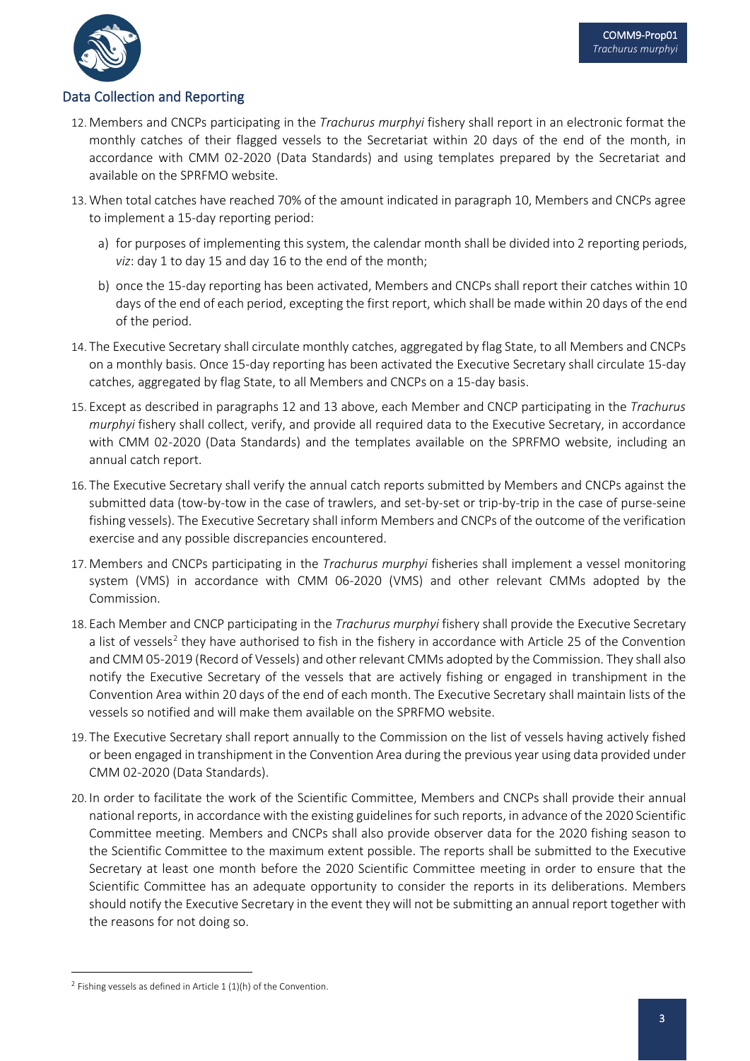## Data Collection and Reporting

12. Members and CNCPs participating in the *Trachurus murphyi* fishery shall report in an electronic format the monthly catches of their flagged vessels to the Secretariat within 20 days of the end of the month, in accordance with CMM 02-2020 (Data Standards) and using templates prepared by the Secretariat and available on the SPRFMO website.

13. When total catches have reached 70% of the amount indicated in paragraph 10, Members and CNCPs agree to implement a 15-day reporting period:

    a) for purposes of implementing this system, the calendar month shall be divided into 2 reporting periods, *viz*: day 1 to day 15 and day 16 to the end of the month;

    b) once the 15-day reporting has been activated, Members and CNCPs shall report their catches within 10 days of the end of each period, excepting the first report, which shall be made within 20 days of the end of the period.

14. The Executive Secretary shall circulate monthly catches, aggregated by flag State, to all Members and CNCPs on a monthly basis. Once 15-day reporting has been activated the Executive Secretary shall circulate 15-day catches, aggregated by flag State, to all Members and CNCPs on a 15-day basis.

15. Except as described in paragraphs 12 and 13 above, each Member and CNCP participating in the *Trachurus murphyi* fishery shall collect, verify, and provide all required data to the Executive Secretary, in accordance with CMM 02-2020 (Data Standards) and the templates available on the SPRFMO website, including an annual catch report.

16. The Executive Secretary shall verify the annual catch reports submitted by Members and CNCPs against the submitted data (tow-by-tow in the case of trawlers, and set-by-set or trip-by-trip in the case of purse-seine fishing vessels). The Executive Secretary shall inform Members and CNCPs of the outcome of the verification exercise and any possible discrepancies encountered.

17. Members and CNCPs participating in the *Trachurus murphyi* fisheries shall implement a vessel monitoring system (VMS) in accordance with CMM 06-2020 (VMS) and other relevant CMMs adopted by the Commission.

18. Each Member and CNCP participating in the *Trachurus murphyi* fishery shall provide the Executive Secretary a list of vessels[2] they have authorised to fish in the fishery in accordance with Article 25 of the Convention and CMM 05-2019 (Record of Vessels) and other relevant CMMs adopted by the Commission. They shall also notify the Executive Secretary of the vessels that are actively fishing or engaged in transhipment in the Convention Area within 20 days of the end of each month. The Executive Secretary shall maintain lists of the vessels so notified and will make them available on the SPRFMO website.

19. The Executive Secretary shall report annually to the Commission on the list of vessels having actively fished or been engaged in transhipment in the Convention Area during the previous year using data provided under CMM 02-2020 (Data Standards).

20. In order to facilitate the work of the Scientific Committee, Members and CNCPs shall provide their annual national reports, in accordance with the existing guidelines for such reports, in advance of the 2020 Scientific Committee meeting. Members and CNCPs shall also provide observer data for the 2020 fishing season to the Scientific Committee to the maximum extent possible. The reports shall be submitted to the Executive Secretary at least one month before the 2020 Scientific Committee meeting in order to ensure that the Scientific Committee has an adequate opportunity to consider the reports in its deliberations. Members should notify the Executive Secretary in the event they will not be submitting an annual report together with the reasons for not doing so.

---

[2] Fishing vessels as defined in Article 1 (1)(h) of the Convention.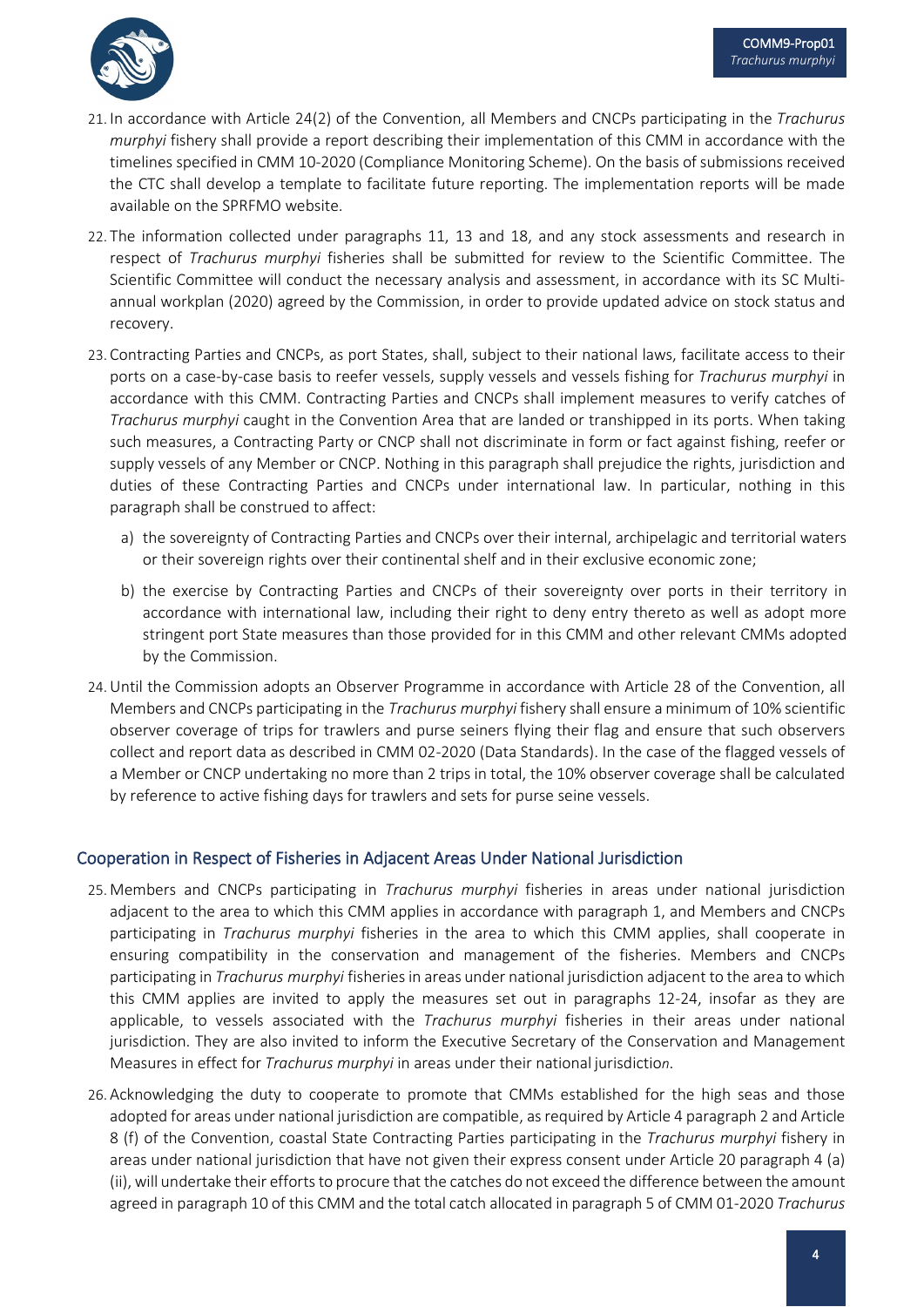21. In accordance with Article 24(2) of the Convention, all Members and CNCPs participating in the *Trachurus murphyi* fishery shall provide a report describing their implementation of this CMM in accordance with the timelines specified in CMM 10-2020 (Compliance Monitoring Scheme). On the basis of submissions received the CTC shall develop a template to facilitate future reporting. The implementation reports will be made available on the SPRFMO website.

22. The information collected under paragraphs 11, 13 and 18, and any stock assessments and research in respect of *Trachurus murphyi* fisheries shall be submitted for review to the Scientific Committee. The Scientific Committee will conduct the necessary analysis and assessment, in accordance with its SC Multi-annual workplan (2020) agreed by the Commission, in order to provide updated advice on stock status and recovery.

23. Contracting Parties and CNCPs, as port States, shall, subject to their national laws, facilitate access to their ports on a case-by-case basis to reefer vessels, supply vessels and vessels fishing for *Trachurus murphyi* in accordance with this CMM. Contracting Parties and CNCPs shall implement measures to verify catches of *Trachurus murphyi* caught in the Convention Area that are landed or transhipped in its ports. When taking such measures, a Contracting Party or CNCP shall not discriminate in form or fact against fishing, reefer or supply vessels of any Member or CNCP. Nothing in this paragraph shall prejudice the rights, jurisdiction and duties of these Contracting Parties and CNCPs under international law. In particular, nothing in this paragraph shall be construed to affect:

    a) the sovereignty of Contracting Parties and CNCPs over their internal, archipelagic and territorial waters or their sovereign rights over their continental shelf and in their exclusive economic zone;

    b) the exercise by Contracting Parties and CNCPs of their sovereignty over ports in their territory in accordance with international law, including their right to deny entry thereto as well as adopt more stringent port State measures than those provided for in this CMM and other relevant CMMs adopted by the Commission.

24. Until the Commission adopts an Observer Programme in accordance with Article 28 of the Convention, all Members and CNCPs participating in the *Trachurus murphyi* fishery shall ensure a minimum of 10% scientific observer coverage of trips for trawlers and purse seiners flying their flag and ensure that such observers collect and report data as described in CMM 02-2020 (Data Standards). In the case of the flagged vessels of a Member or CNCP undertaking no more than 2 trips in total, the 10% observer coverage shall be calculated by reference to active fishing days for trawlers and sets for purse seine vessels.

## Cooperation in Respect of Fisheries in Adjacent Areas Under National Jurisdiction

25. Members and CNCPs participating in *Trachurus murphyi* fisheries in areas under national jurisdiction adjacent to the area to which this CMM applies in accordance with paragraph 1, and Members and CNCPs participating in *Trachurus murphyi* fisheries in the area to which this CMM applies, shall cooperate in ensuring compatibility in the conservation and management of the fisheries. Members and CNCPs participating in *Trachurus murphyi* fisheries in areas under national jurisdiction adjacent to the area to which this CMM applies are invited to apply the measures set out in paragraphs 12-24, insofar as they are applicable, to vessels associated with the *Trachurus murphyi* fisheries in their areas under national jurisdiction. They are also invited to inform the Executive Secretary of the Conservation and Management Measures in effect for *Trachurus murphyi* in areas under their national jurisdiction.

26. Acknowledging the duty to cooperate to promote that CMMs established for the high seas and those adopted for areas under national jurisdiction are compatible, as required by Article 4 paragraph 2 and Article 8 (f) of the Convention, coastal State Contracting Parties participating in the *Trachurus murphyi* fishery in areas under national jurisdiction that have not given their express consent under Article 20 paragraph 4 (a) (ii), will undertake their efforts to procure that the catches do not exceed the difference between the amount agreed in paragraph 10 of this CMM and the total catch allocated in paragraph 5 of CMM 01-2020 *Trachurus*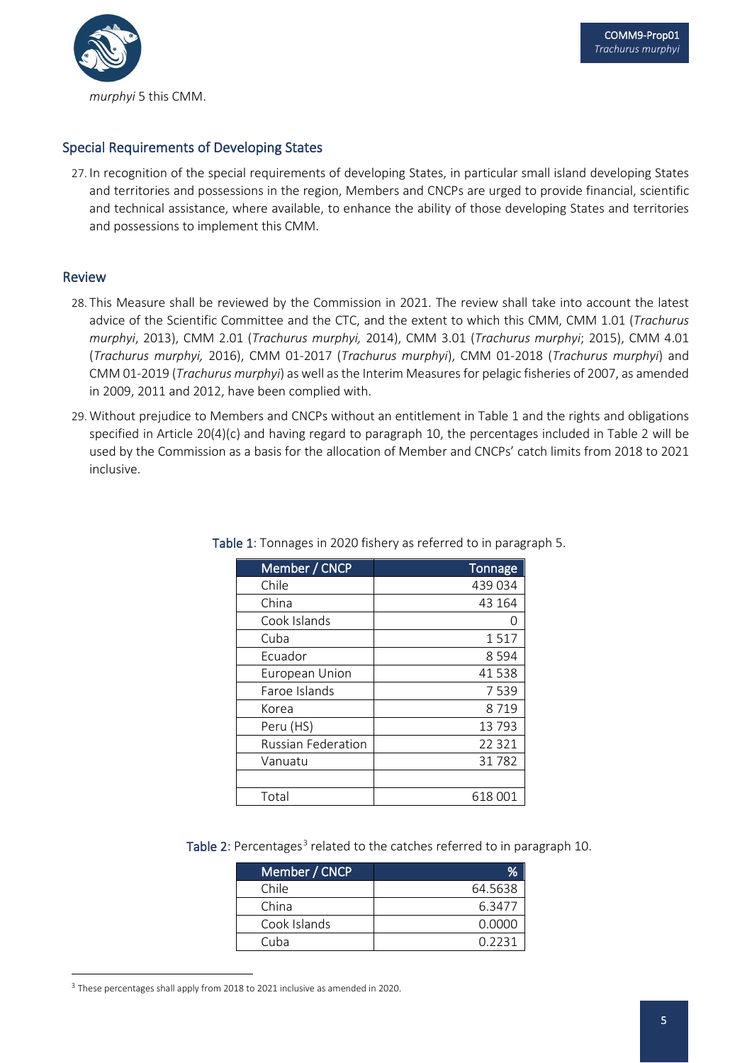*murphyi* 5 this CMM.

## Special Requirements of Developing States

27. In recognition of the special requirements of developing States, in particular small island developing States and territories and possessions in the region, Members and CNCPs are urged to provide financial, scientific and technical assistance, where available, to enhance the ability of those developing States and territories and possessions to implement this CMM.

## Review

28. This Measure shall be reviewed by the Commission in 2021. The review shall take into account the latest advice of the Scientific Committee and the CTC, and the extent to which this CMM, CMM 1.01 (*Trachurus murphyi*, 2013), CMM 2.01 (*Trachurus murphyi,* 2014), CMM 3.01 (*Trachurus murphyi*; 2015), CMM 4.01 (*Trachurus murphyi,* 2016), CMM 01-2017 (*Trachurus murphyi*), CMM 01-2018 (*Trachurus murphyi*) and CMM 01-2019 (*Trachurus murphyi*) as well as the Interim Measures for pelagic fisheries of 2007, as amended in 2009, 2011 and 2012, have been complied with.

29. Without prejudice to Members and CNCPs without an entitlement in Table 1 and the rights and obligations specified in Article 20(4)(c) and having regard to paragraph 10, the percentages included in Table 2 will be used by the Commission as a basis for the allocation of Member and CNCPs' catch limits from 2018 to 2021 inclusive.

**Table 1**: Tonnages in 2020 fishery as referred to in paragraph 5.

| Member / CNCP | Tonnage |
|---|---:|
| Chile | 439 034 |
| China | 43 164 |
| Cook Islands | 0 |
| Cuba | 1 517 |
| Ecuador | 8 594 |
| European Union | 41 538 |
| Faroe Islands | 7 539 |
| Korea | 8 719 |
| Peru (HS) | 13 793 |
| Russian Federation | 22 321 |
| Vanuatu | 31 782 |
| | |
| Total | 618 001 |

**Table 2**: Percentages[3] related to the catches referred to in paragraph 10.

| Member / CNCP | % |
|---|---:|
| Chile | 64.5638 |
| China | 6.3477 |
| Cook Islands | 0.0000 |
| Cuba | 0.2231 |

[3] These percentages shall apply from 2018 to 2021 inclusive as amended in 2020.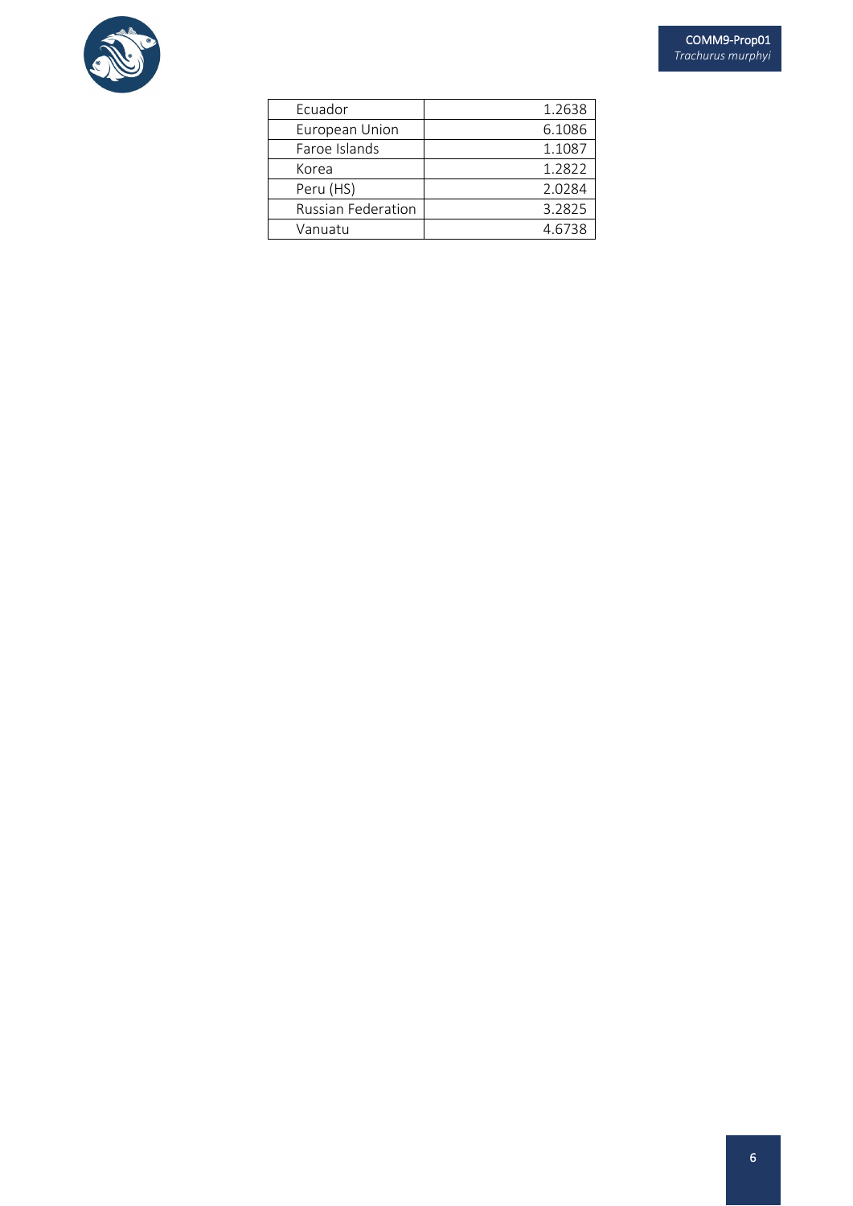| | |
|---|---|
| Ecuador | 1.2638 |
| European Union | 6.1086 |
| Faroe Islands | 1.1087 |
| Korea | 1.2822 |
| Peru (HS) | 2.0284 |
| Russian Federation | 3.2825 |
| Vanuatu | 4.6738 |